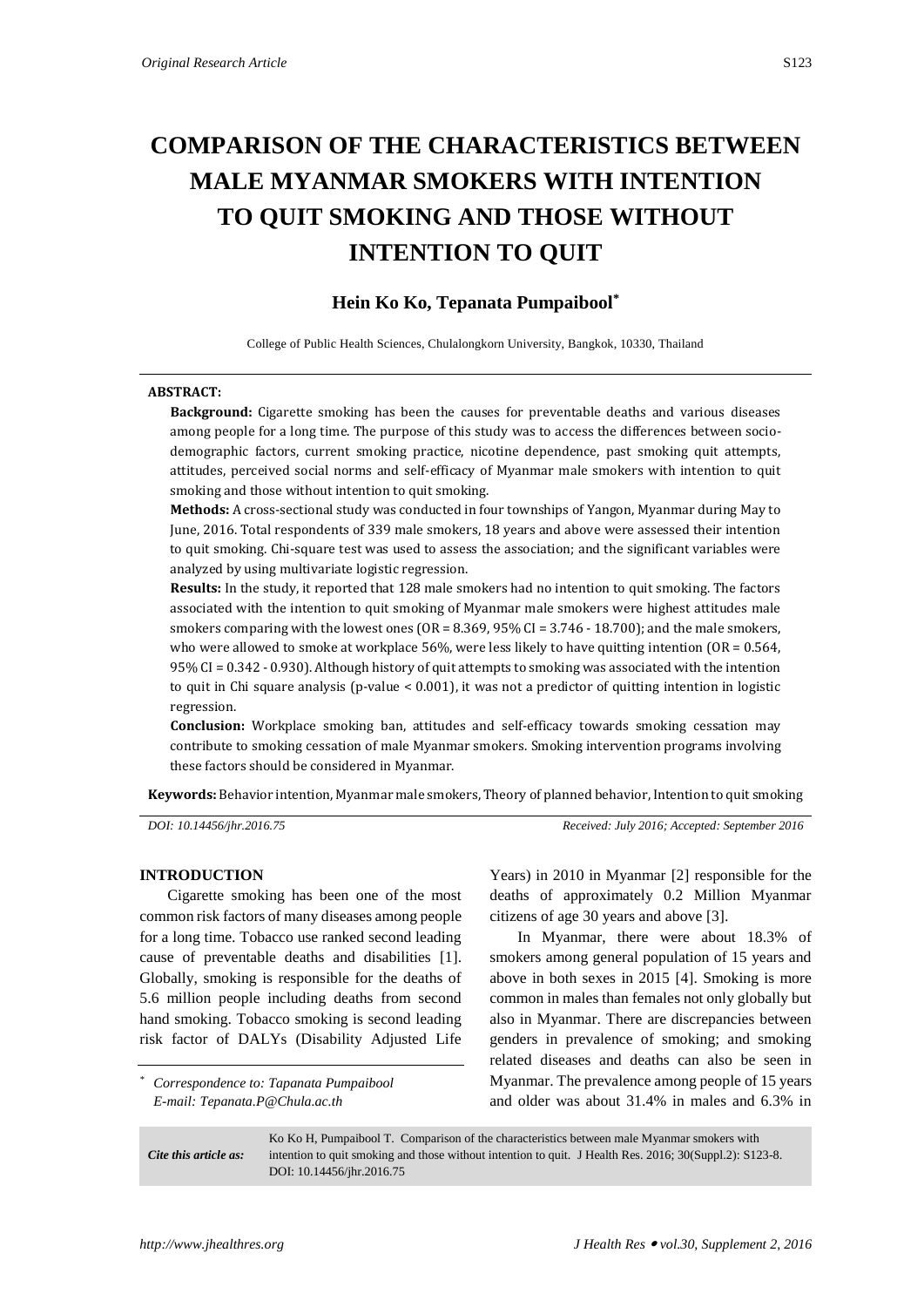*Original Research Article*

# COMPARISON OF THE CHARACTERISTICS BETWEEN MALE MYANMAR SMOKERS WITH INTENTION TO QUIT SMOKING AND THOSE WITHOUT INTENTION TO QUIT

## Hein Ko Ko, Tepanata Pumpaibool*

College of Public Health Sciences, Chulalongkorn University, Bangkok, 10330, Thailand

**ABSTRACT:**

**Background:** Cigarette smoking has been the causes for preventable deaths and various diseases among people for a long time. The purpose of this study was to access the differences between socio-demographic factors, current smoking practice, nicotine dependence, past smoking quit attempts, attitudes, perceived social norms and self-efficacy of Myanmar male smokers with intention to quit smoking and those without intention to quit smoking.

**Methods:** A cross-sectional study was conducted in four townships of Yangon, Myanmar during May to June, 2016. Total respondents of 339 male smokers, 18 years and above were assessed their intention to quit smoking. Chi-square test was used to assess the association; and the significant variables were analyzed by using multivariate logistic regression.

**Results:** In the study, it reported that 128 male smokers had no intention to quit smoking. The factors associated with the intention to quit smoking of Myanmar male smokers were highest attitudes male smokers comparing with the lowest ones (OR = 8.369, 95% CI = 3.746 - 18.700); and the male smokers, who were allowed to smoke at workplace 56%, were less likely to have quitting intention (OR = 0.564, 95% CI = 0.342 - 0.930). Although history of quit attempts to smoking was associated with the intention to quit in Chi square analysis (p-value < 0.001), it was not a predictor of quitting intention in logistic regression.

**Conclusion:** Workplace smoking ban, attitudes and self-efficacy towards smoking cessation may contribute to smoking cessation of male Myanmar smokers. Smoking intervention programs involving these factors should be considered in Myanmar.

**Keywords:** Behavior intention, Myanmar male smokers, Theory of planned behavior, Intention to quit smoking

*DOI: 10.14456/jhr.2016.75* *Received: July 2016; Accepted: September 2016*

## INTRODUCTION

Cigarette smoking has been one of the most common risk factors of many diseases among people for a long time. Tobacco use ranked second leading cause of preventable deaths and disabilities [1]. Globally, smoking is responsible for the deaths of 5.6 million people including deaths from second hand smoking. Tobacco smoking is second leading risk factor of DALYs (Disability Adjusted Life Years) in 2010 in Myanmar [2] responsible for the deaths of approximately 0.2 Million Myanmar citizens of age 30 years and above [3].

In Myanmar, there were about 18.3% of smokers among general population of 15 years and above in both sexes in 2015 [4]. Smoking is more common in males than females not only globally but also in Myanmar. There are discrepancies between genders in prevalence of smoking; and smoking related diseases and deaths can also be seen in Myanmar. The prevalence among people of 15 years and older was about 31.4% in males and 6.3% in

\* *Correspondence to: Tapanata Pumpaibool*
*E-mail: Tepanata.P@Chula.ac.th*

| *Cite this article as:* | Ko Ko H, Pumpaibool T. Comparison of the characteristics between male Myanmar smokers with intention to quit smoking and those without intention to quit. J Health Res. 2016; 30(Suppl.2): S123-8. DOI: 10.14456/jhr.2016.75 |
|---|---|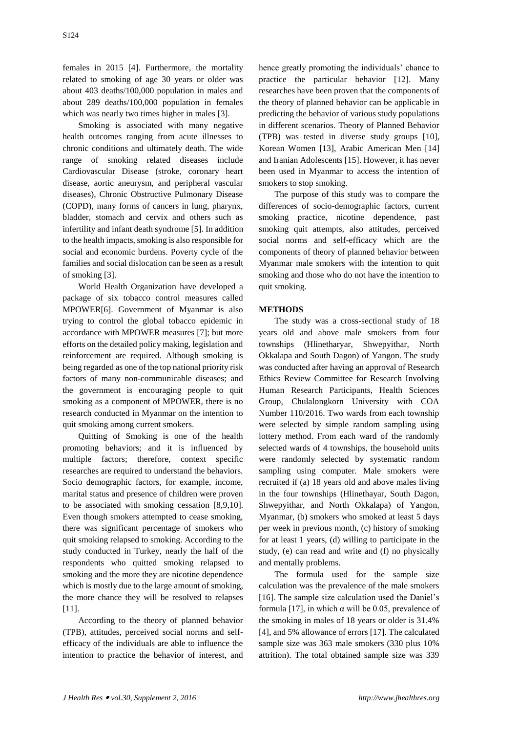females in 2015 [4]. Furthermore, the mortality related to smoking of age 30 years or older was about 403 deaths/100,000 population in males and about 289 deaths/100,000 population in females which was nearly two times higher in males [3].

Smoking is associated with many negative health outcomes ranging from acute illnesses to chronic conditions and ultimately death. The wide range of smoking related diseases include Cardiovascular Disease (stroke, coronary heart disease, aortic aneurysm, and peripheral vascular diseases), Chronic Obstructive Pulmonary Disease (COPD), many forms of cancers in lung, pharynx, bladder, stomach and cervix and others such as infertility and infant death syndrome [5]. In addition to the health impacts, smoking is also responsible for social and economic burdens. Poverty cycle of the families and social dislocation can be seen as a result of smoking [3].

World Health Organization have developed a package of six tobacco control measures called MPOWER[6]. Government of Myanmar is also trying to control the global tobacco epidemic in accordance with MPOWER measures [7]; but more efforts on the detailed policy making, legislation and reinforcement are required. Although smoking is being regarded as one of the top national priority risk factors of many non-communicable diseases; and the government is encouraging people to quit smoking as a component of MPOWER, there is no research conducted in Myanmar on the intention to quit smoking among current smokers.

Quitting of Smoking is one of the health promoting behaviors; and it is influenced by multiple factors; therefore, context specific researches are required to understand the behaviors. Socio demographic factors, for example, income, marital status and presence of children were proven to be associated with smoking cessation [8,9,10]. Even though smokers attempted to cease smoking, there was significant percentage of smokers who quit smoking relapsed to smoking. According to the study conducted in Turkey, nearly the half of the respondents who quitted smoking relapsed to smoking and the more they are nicotine dependence which is mostly due to the large amount of smoking, the more chance they will be resolved to relapses [11].

According to the theory of planned behavior (TPB), attitudes, perceived social norms and self-efficacy of the individuals are able to influence the intention to practice the behavior of interest, and hence greatly promoting the individuals' chance to practice the particular behavior [12]. Many researches have been proven that the components of the theory of planned behavior can be applicable in predicting the behavior of various study populations in different scenarios. Theory of Planned Behavior (TPB) was tested in diverse study groups [10], Korean Women [13], Arabic American Men [14] and Iranian Adolescents [15]. However, it has never been used in Myanmar to access the intention of smokers to stop smoking.

The purpose of this study was to compare the differences of socio-demographic factors, current smoking practice, nicotine dependence, past smoking quit attempts, also attitudes, perceived social norms and self-efficacy which are the components of theory of planned behavior between Myanmar male smokers with the intention to quit smoking and those who do not have the intention to quit smoking.

## METHODS

The study was a cross-sectional study of 18 years old and above male smokers from four townships (Hlinetharyar, Shwepyithar, North Okkalapa and South Dagon) of Yangon. The study was conducted after having an approval of Research Ethics Review Committee for Research Involving Human Research Participants, Health Sciences Group, Chulalongkorn University with COA Number 110/2016. Two wards from each township were selected by simple random sampling using lottery method. From each ward of the randomly selected wards of 4 townships, the household units were randomly selected by systematic random sampling using computer. Male smokers were recruited if (a) 18 years old and above males living in the four townships (Hlinethayar, South Dagon, Shwepyithar, and North Okkalapa) of Yangon, Myanmar, (b) smokers who smoked at least 5 days per week in previous month, (c) history of smoking for at least 1 years, (d) willing to participate in the study, (e) can read and write and (f) no physically and mentally problems.

The formula used for the sample size calculation was the prevalence of the male smokers [16]. The sample size calculation used the Daniel's formula [17], in which α will be 0.05, prevalence of the smoking in males of 18 years or older is 31.4% [4], and 5% allowance of errors [17]. The calculated sample size was 363 male smokers (330 plus 10% attrition). The total obtained sample size was 339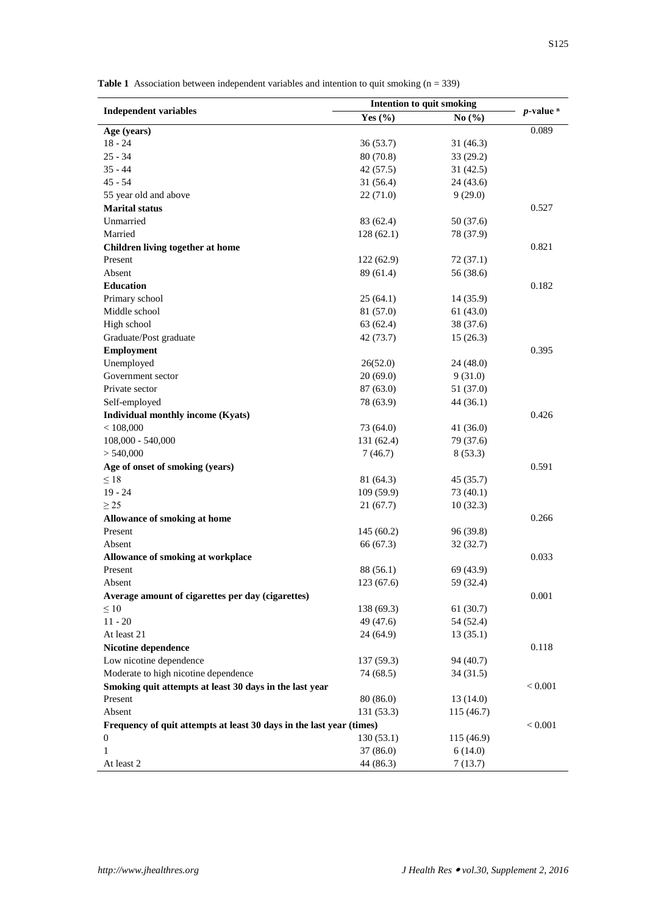**Table 1** Association between independent variables and intention to quit smoking (n = 339)

| Independent variables | Intention to quit smoking | | *p*-value [a] |
|---|---|---|---|
| | Yes (%) | No (%) | |
| **Age (years)** | | | 0.089 |
| 18 - 24 | 36 (53.7) | 31 (46.3) | |
| 25 - 34 | 80 (70.8) | 33 (29.2) | |
| 35 - 44 | 42 (57.5) | 31 (42.5) | |
| 45 - 54 | 31 (56.4) | 24 (43.6) | |
| 55 year old and above | 22 (71.0) | 9 (29.0) | |
| **Marital status** | | | 0.527 |
| Unmarried | 83 (62.4) | 50 (37.6) | |
| Married | 128 (62.1) | 78 (37.9) | |
| **Children living together at home** | | | 0.821 |
| Present | 122 (62.9) | 72 (37.1) | |
| Absent | 89 (61.4) | 56 (38.6) | |
| **Education** | | | 0.182 |
| Primary school | 25 (64.1) | 14 (35.9) | |
| Middle school | 81 (57.0) | 61 (43.0) | |
| High school | 63 (62.4) | 38 (37.6) | |
| Graduate/Post graduate | 42 (73.7) | 15 (26.3) | |
| **Employment** | | | 0.395 |
| Unemployed | 26(52.0) | 24 (48.0) | |
| Government sector | 20 (69.0) | 9 (31.0) | |
| Private sector | 87 (63.0) | 51 (37.0) | |
| Self-employed | 78 (63.9) | 44 (36.1) | |
| **Individual monthly income (Kyats)** | | | 0.426 |
| < 108,000 | 73 (64.0) | 41 (36.0) | |
| 108,000 - 540,000 | 131 (62.4) | 79 (37.6) | |
| > 540,000 | 7 (46.7) | 8 (53.3) | |
| **Age of onset of smoking (years)** | | | 0.591 |
| ≤ 18 | 81 (64.3) | 45 (35.7) | |
| 19 - 24 | 109 (59.9) | 73 (40.1) | |
| ≥ 25 | 21 (67.7) | 10 (32.3) | |
| **Allowance of smoking at home** | | | 0.266 |
| Present | 145 (60.2) | 96 (39.8) | |
| Absent | 66 (67.3) | 32 (32.7) | |
| **Allowance of smoking at workplace** | | | 0.033 |
| Present | 88 (56.1) | 69 (43.9) | |
| Absent | 123 (67.6) | 59 (32.4) | |
| **Average amount of cigarettes per day (cigarettes)** | | | 0.001 |
| ≤ 10 | 138 (69.3) | 61 (30.7) | |
| 11 - 20 | 49 (47.6) | 54 (52.4) | |
| At least 21 | 24 (64.9) | 13 (35.1) | |
| **Nicotine dependence** | | | 0.118 |
| Low nicotine dependence | 137 (59.3) | 94 (40.7) | |
| Moderate to high nicotine dependence | 74 (68.5) | 34 (31.5) | |
| **Smoking quit attempts at least 30 days in the last year** | | | < 0.001 |
| Present | 80 (86.0) | 13 (14.0) | |
| Absent | 131 (53.3) | 115 (46.7) | |
| **Frequency of quit attempts at least 30 days in the last year (times)** | | | < 0.001 |
| 0 | 130 (53.1) | 115 (46.9) | |
| 1 | 37 (86.0) | 6 (14.0) | |
| At least 2 | 44 (86.3) | 7 (13.7) | |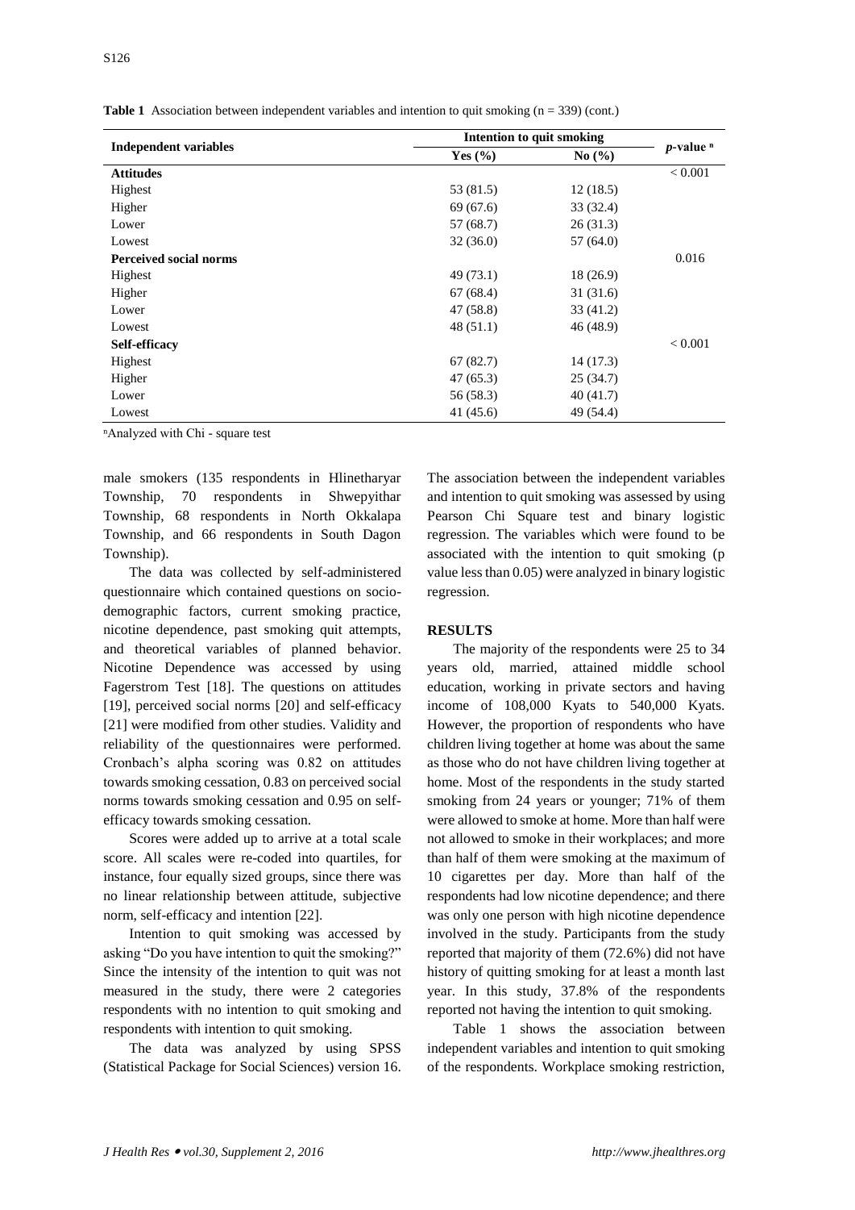**Table 1** Association between independent variables and intention to quit smoking (n = 339) (cont.)

| Independent variables | Intention to quit smoking | | $p$-value [n] |
|---|---|---|---|
| | Yes (%) | No (%) | |
| **Attitudes** | | | < 0.001 |
| Highest | 53 (81.5) | 12 (18.5) | |
| Higher | 69 (67.6) | 33 (32.4) | |
| Lower | 57 (68.7) | 26 (31.3) | |
| Lowest | 32 (36.0) | 57 (64.0) | |
| **Perceived social norms** | | | 0.016 |
| Highest | 49 (73.1) | 18 (26.9) | |
| Higher | 67 (68.4) | 31 (31.6) | |
| Lower | 47 (58.8) | 33 (41.2) | |
| Lowest | 48 (51.1) | 46 (48.9) | |
| **Self-efficacy** | | | < 0.001 |
| Highest | 67 (82.7) | 14 (17.3) | |
| Higher | 47 (65.3) | 25 (34.7) | |
| Lower | 56 (58.3) | 40 (41.7) | |
| Lowest | 41 (45.6) | 49 (54.4) | |

[n]Analyzed with Chi - square test

male smokers (135 respondents in Hlinetharyar Township, 70 respondents in Shwepyithar Township, 68 respondents in North Okkalapa Township, and 66 respondents in South Dagon Township).

The data was collected by self-administered questionnaire which contained questions on socio-demographic factors, current smoking practice, nicotine dependence, past smoking quit attempts, and theoretical variables of planned behavior. Nicotine Dependence was accessed by using Fagerstrom Test [18]. The questions on attitudes [19], perceived social norms [20] and self-efficacy [21] were modified from other studies. Validity and reliability of the questionnaires were performed. Cronbach's alpha scoring was 0.82 on attitudes towards smoking cessation, 0.83 on perceived social norms towards smoking cessation and 0.95 on self-efficacy towards smoking cessation.

Scores were added up to arrive at a total scale score. All scales were re-coded into quartiles, for instance, four equally sized groups, since there was no linear relationship between attitude, subjective norm, self-efficacy and intention [22].

Intention to quit smoking was accessed by asking "Do you have intention to quit the smoking?" Since the intensity of the intention to quit was not measured in the study, there were 2 categories respondents with no intention to quit smoking and respondents with intention to quit smoking.

The data was analyzed by using SPSS (Statistical Package for Social Sciences) version 16. The association between the independent variables and intention to quit smoking was assessed by using Pearson Chi Square test and binary logistic regression. The variables which were found to be associated with the intention to quit smoking (p value less than 0.05) were analyzed in binary logistic regression.

## RESULTS

The majority of the respondents were 25 to 34 years old, married, attained middle school education, working in private sectors and having income of 108,000 Kyats to 540,000 Kyats. However, the proportion of respondents who have children living together at home was about the same as those who do not have children living together at home. Most of the respondents in the study started smoking from 24 years or younger; 71% of them were allowed to smoke at home. More than half were not allowed to smoke in their workplaces; and more than half of them were smoking at the maximum of 10 cigarettes per day. More than half of the respondents had low nicotine dependence; and there was only one person with high nicotine dependence involved in the study. Participants from the study reported that majority of them (72.6%) did not have history of quitting smoking for at least a month last year. In this study, 37.8% of the respondents reported not having the intention to quit smoking.

Table 1 shows the association between independent variables and intention to quit smoking of the respondents. Workplace smoking restriction,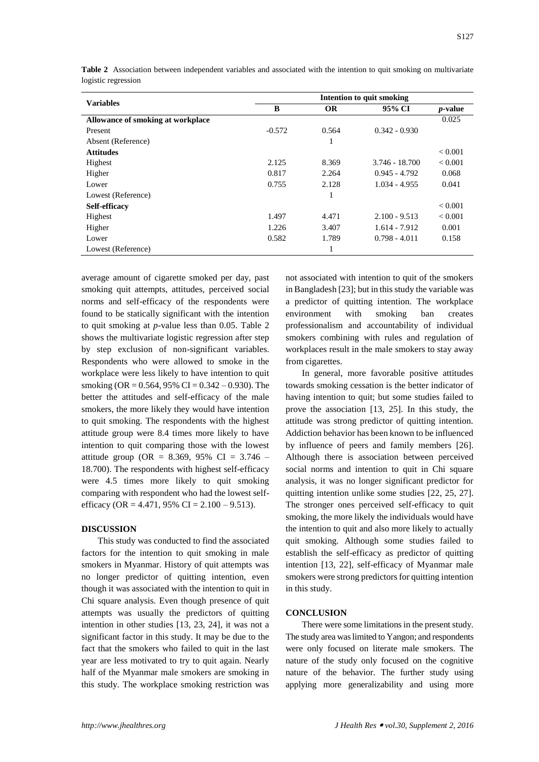**Table 2** Association between independent variables and associated with the intention to quit smoking on multivariate logistic regression

| Variables | Intention to quit smoking | | | |
|---|---|---|---|---|
| | B | OR | 95% CI | *p*-value |
| **Allowance of smoking at workplace** | | | | 0.025 |
| Present | -0.572 | 0.564 | 0.342 - 0.930 | |
| Absent (Reference) | | 1 | | |
| **Attitudes** | | | | < 0.001 |
| Highest | 2.125 | 8.369 | 3.746 - 18.700 | < 0.001 |
| Higher | 0.817 | 2.264 | 0.945 - 4.792 | 0.068 |
| Lower | 0.755 | 2.128 | 1.034 - 4.955 | 0.041 |
| Lowest (Reference) | | 1 | | |
| **Self-efficacy** | | | | < 0.001 |
| Highest | 1.497 | 4.471 | 2.100 - 9.513 | < 0.001 |
| Higher | 1.226 | 3.407 | 1.614 - 7.912 | 0.001 |
| Lower | 0.582 | 1.789 | 0.798 - 4.011 | 0.158 |
| Lowest (Reference) | | 1 | | |

average amount of cigarette smoked per day, past smoking quit attempts, attitudes, perceived social norms and self-efficacy of the respondents were found to be statically significant with the intention to quit smoking at *p*-value less than 0.05. Table 2 shows the multivariate logistic regression after step by step exclusion of non-significant variables. Respondents who were allowed to smoke in the workplace were less likely to have intention to quit smoking (OR = 0.564, 95% CI = 0.342 – 0.930). The better the attitudes and self-efficacy of the male smokers, the more likely they would have intention to quit smoking. The respondents with the highest attitude group were 8.4 times more likely to have intention to quit comparing those with the lowest attitude group (OR = 8.369, 95% CI = 3.746 – 18.700). The respondents with highest self-efficacy were 4.5 times more likely to quit smoking comparing with respondent who had the lowest self-efficacy (OR = 4.471, 95% CI = 2.100 – 9.513).

## DISCUSSION

This study was conducted to find the associated factors for the intention to quit smoking in male smokers in Myanmar. History of quit attempts was no longer predictor of quitting intention, even though it was associated with the intention to quit in Chi square analysis. Even though presence of quit attempts was usually the predictors of quitting intention in other studies [13, 23, 24], it was not a significant factor in this study. It may be due to the fact that the smokers who failed to quit in the last year are less motivated to try to quit again. Nearly half of the Myanmar male smokers are smoking in this study. The workplace smoking restriction was not associated with intention to quit of the smokers in Bangladesh [23]; but in this study the variable was a predictor of quitting intention. The workplace environment with smoking ban creates professionalism and accountability of individual smokers combining with rules and regulation of workplaces result in the male smokers to stay away from cigarettes.

In general, more favorable positive attitudes towards smoking cessation is the better indicator of having intention to quit; but some studies failed to prove the association [13, 25]. In this study, the attitude was strong predictor of quitting intention. Addiction behavior has been known to be influenced by influence of peers and family members [26]. Although there is association between perceived social norms and intention to quit in Chi square analysis, it was no longer significant predictor for quitting intention unlike some studies [22, 25, 27]. The stronger ones perceived self-efficacy to quit smoking, the more likely the individuals would have the intention to quit and also more likely to actually quit smoking. Although some studies failed to establish the self-efficacy as predictor of quitting intention [13, 22], self-efficacy of Myanmar male smokers were strong predictors for quitting intention in this study.

## CONCLUSION

There were some limitations in the present study. The study area was limited to Yangon; and respondents were only focused on literate male smokers. The nature of the study only focused on the cognitive nature of the behavior. The further study using applying more generalizability and using more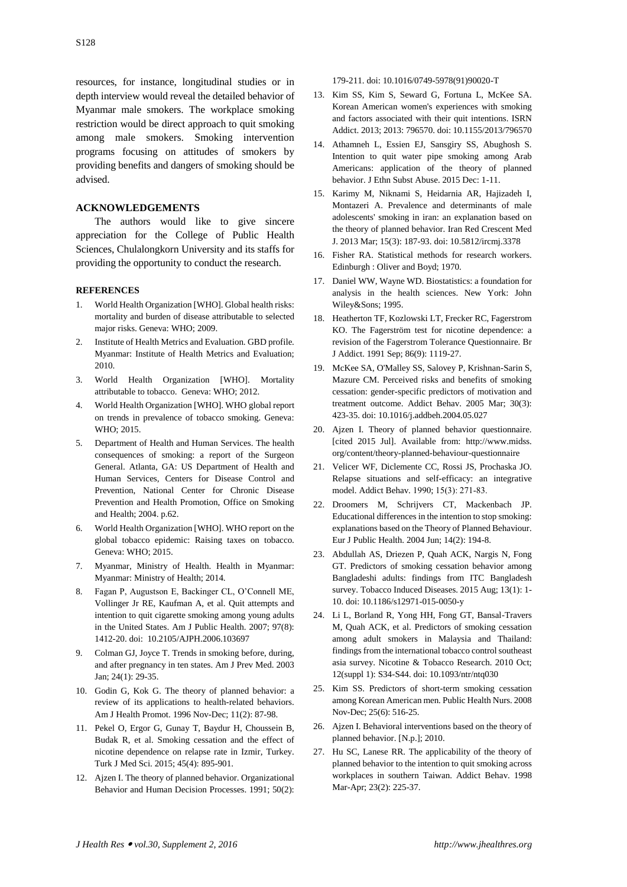resources, for instance, longitudinal studies or in depth interview would reveal the detailed behavior of Myanmar male smokers. The workplace smoking restriction would be direct approach to quit smoking among male smokers. Smoking intervention programs focusing on attitudes of smokers by providing benefits and dangers of smoking should be advised.

## ACKNOWLEDGEMENTS

The authors would like to give sincere appreciation for the College of Public Health Sciences, Chulalongkorn University and its staffs for providing the opportunity to conduct the research.

## REFERENCES

1. World Health Organization [WHO]. Global health risks: mortality and burden of disease attributable to selected major risks. Geneva: WHO; 2009.
2. Institute of Health Metrics and Evaluation. GBD profile. Myanmar: Institute of Health Metrics and Evaluation; 2010.
3. World Health Organization [WHO]. Mortality attributable to tobacco. Geneva: WHO; 2012.
4. World Health Organization [WHO]. WHO global report on trends in prevalence of tobacco smoking. Geneva: WHO; 2015.
5. Department of Health and Human Services. The health consequences of smoking: a report of the Surgeon General. Atlanta, GA: US Department of Health and Human Services, Centers for Disease Control and Prevention, National Center for Chronic Disease Prevention and Health Promotion, Office on Smoking and Health; 2004. p.62.
6. World Health Organization [WHO]. WHO report on the global tobacco epidemic: Raising taxes on tobacco. Geneva: WHO; 2015.
7. Myanmar, Ministry of Health. Health in Myanmar: Myanmar: Ministry of Health; 2014.
8. Fagan P, Augustson E, Backinger CL, O'Connell ME, Vollinger Jr RE, Kaufman A, et al. Quit attempts and intention to quit cigarette smoking among young adults in the United States. Am J Public Health. 2007; 97(8): 1412-20. doi: 10.2105/AJPH.2006.103697
9. Colman GJ, Joyce T. Trends in smoking before, during, and after pregnancy in ten states. Am J Prev Med. 2003 Jan; 24(1): 29-35.
10. Godin G, Kok G. The theory of planned behavior: a review of its applications to health-related behaviors. Am J Health Promot. 1996 Nov-Dec; 11(2): 87-98.
11. Pekel O, Ergor G, Gunay T, Baydur H, Choussein B, Budak R, et al. Smoking cessation and the effect of nicotine dependence on relapse rate in Izmir, Turkey. Turk J Med Sci. 2015; 45(4): 895-901.
12. Ajzen I. The theory of planned behavior. Organizational Behavior and Human Decision Processes. 1991; 50(2): 179-211. doi: 10.1016/0749-5978(91)90020-T
13. Kim SS, Kim S, Seward G, Fortuna L, McKee SA. Korean American women's experiences with smoking and factors associated with their quit intentions. ISRN Addict. 2013; 2013: 796570. doi: 10.1155/2013/796570
14. Athamneh L, Essien EJ, Sansgiry SS, Abughosh S. Intention to quit water pipe smoking among Arab Americans: application of the theory of planned behavior. J Ethn Subst Abuse. 2015 Dec: 1-11.
15. Karimy M, Niknami S, Heidarnia AR, Hajizadeh I, Montazeri A. Prevalence and determinants of male adolescents' smoking in iran: an explanation based on the theory of planned behavior. Iran Red Crescent Med J. 2013 Mar; 15(3): 187-93. doi: 10.5812/ircmj.3378
16. Fisher RA. Statistical methods for research workers. Edinburgh : Oliver and Boyd; 1970.
17. Daniel WW, Wayne WD. Biostatistics: a foundation for analysis in the health sciences. New York: John Wiley&Sons; 1995.
18. Heatherton TF, Kozlowski LT, Frecker RC, Fagerstrom KO. The Fagerström test for nicotine dependence: a revision of the Fagerstrom Tolerance Questionnaire. Br J Addict. 1991 Sep; 86(9): 1119-27.
19. McKee SA, O'Malley SS, Salovey P, Krishnan-Sarin S, Mazure CM. Perceived risks and benefits of smoking cessation: gender-specific predictors of motivation and treatment outcome. Addict Behav. 2005 Mar; 30(3): 423-35. doi: 10.1016/j.addbeh.2004.05.027
20. Ajzen I. Theory of planned behavior questionnaire. [cited 2015 Jul]. Available from: http://www.midss.org/content/theory-planned-behaviour-questionnaire
21. Velicer WF, Diclemente CC, Rossi JS, Prochaska JO. Relapse situations and self-efficacy: an integrative model. Addict Behav. 1990; 15(3): 271-83.
22. Droomers M, Schrijvers CT, Mackenbach JP. Educational differences in the intention to stop smoking: explanations based on the Theory of Planned Behaviour. Eur J Public Health. 2004 Jun; 14(2): 194-8.
23. Abdullah AS, Driezen P, Quah ACK, Nargis N, Fong GT. Predictors of smoking cessation behavior among Bangladeshi adults: findings from ITC Bangladesh survey. Tobacco Induced Diseases. 2015 Aug; 13(1): 1-10. doi: 10.1186/s12971-015-0050-y
24. Li L, Borland R, Yong HH, Fong GT, Bansal-Travers M, Quah ACK, et al. Predictors of smoking cessation among adult smokers in Malaysia and Thailand: findings from the international tobacco control southeast asia survey. Nicotine & Tobacco Research. 2010 Oct; 12(suppl 1): S34-S44. doi: 10.1093/ntr/ntq030
25. Kim SS. Predictors of short-term smoking cessation among Korean American men. Public Health Nurs. 2008 Nov-Dec; 25(6): 516-25.
26. Ajzen I. Behavioral interventions based on the theory of planned behavior. [N.p.]; 2010.
27. Hu SC, Lanese RR. The applicability of the theory of planned behavior to the intention to quit smoking across workplaces in southern Taiwan. Addict Behav. 1998 Mar-Apr; 23(2): 225-37.